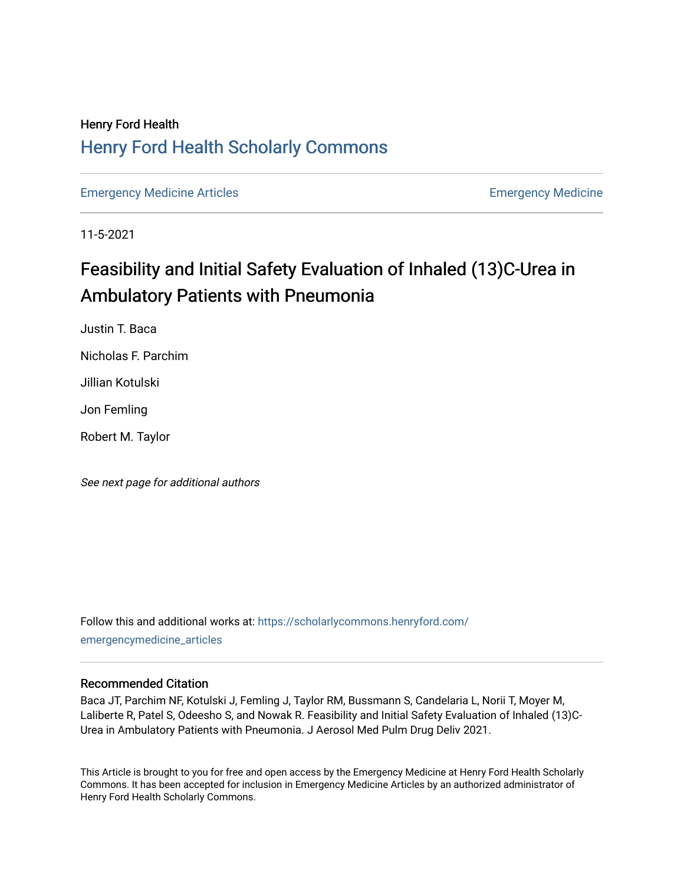Henry Ford Health

# Henry Ford Health Scholarly Commons

Emergency Medicine Articles | Emergency Medicine

11-5-2021

## Feasibility and Initial Safety Evaluation of Inhaled (13)C-Urea in Ambulatory Patients with Pneumonia

Justin T. Baca

Nicholas F. Parchim

Jillian Kotulski

Jon Femling

Robert M. Taylor

*See next page for additional authors*

Follow this and additional works at: https://scholarlycommons.henryford.com/emergencymedicine_articles

### Recommended Citation

Baca JT, Parchim NF, Kotulski J, Femling J, Taylor RM, Bussmann S, Candelaria L, Norii T, Moyer M, Laliberte R, Patel S, Odeesho S, and Nowak R. Feasibility and Initial Safety Evaluation of Inhaled (13)C-Urea in Ambulatory Patients with Pneumonia. J Aerosol Med Pulm Drug Deliv 2021.

This Article is brought to you for free and open access by the Emergency Medicine at Henry Ford Health Scholarly Commons. It has been accepted for inclusion in Emergency Medicine Articles by an authorized administrator of Henry Ford Health Scholarly Commons.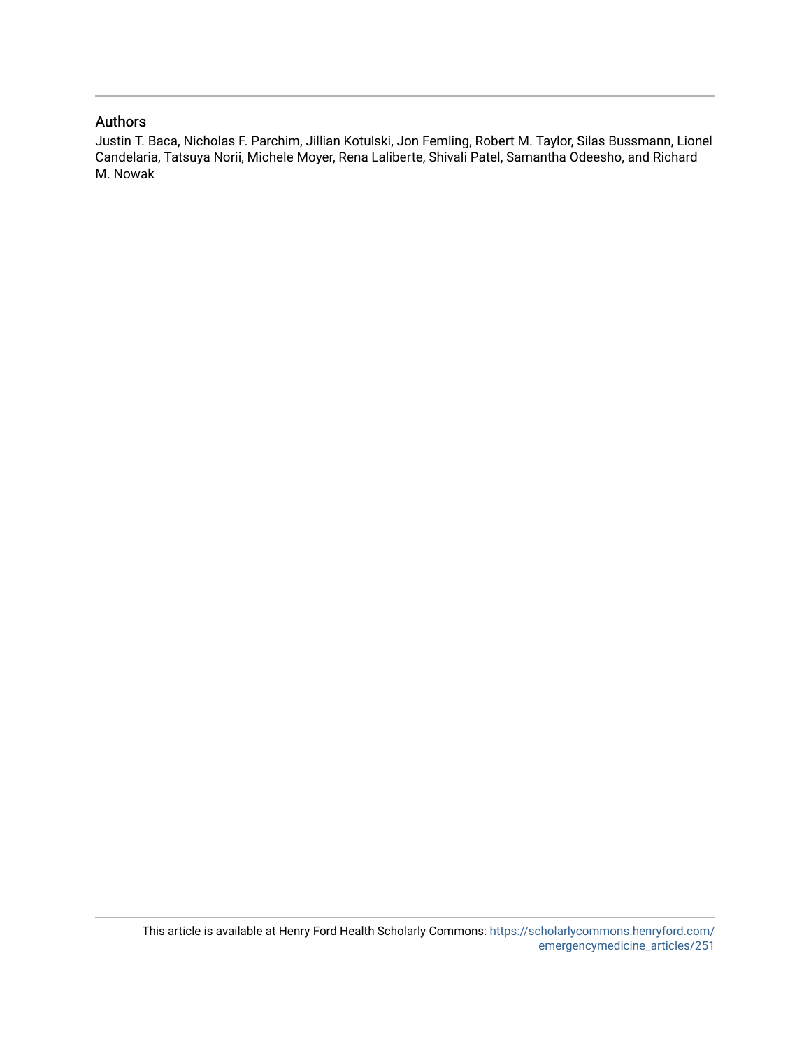### Authors

Justin T. Baca, Nicholas F. Parchim, Jillian Kotulski, Jon Femling, Robert M. Taylor, Silas Bussmann, Lionel Candelaria, Tatsuya Norii, Michele Moyer, Rena Laliberte, Shivali Patel, Samantha Odeesho, and Richard M. Nowak

This article is available at Henry Ford Health Scholarly Commons: https://scholarlycommons.henryford.com/emergencymedicine_articles/251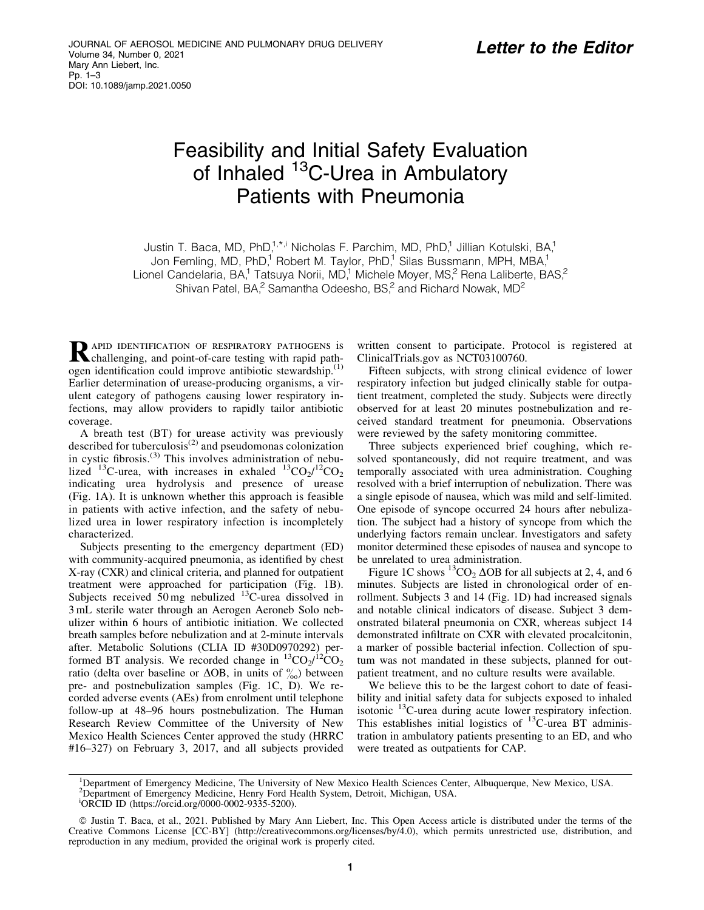# Feasibility and Initial Safety Evaluation of Inhaled $^{13}$C-Urea in Ambulatory Patients with Pneumonia

Justin T. Baca, MD, PhD,[1,*,i] Nicholas F. Parchim, MD, PhD,[1] Jillian Kotulski, BA,[1] Jon Femling, MD, PhD,[1] Robert M. Taylor, PhD,[1] Silas Bussmann, MPH, MBA,[1] Lionel Candelaria, BA,[1] Tatsuya Norii, MD,[1] Michele Moyer, MS,[2] Rena Laliberte, BAS,[2] Shivan Patel, BA,[2] Samantha Odeesho, BS,[2] and Richard Nowak, MD[2]

Rapid identification of respiratory pathogens is challenging, and point-of-care testing with rapid pathogen identification could improve antibiotic stewardship.[1] Earlier determination of urease-producing organisms, a virulent category of pathogens causing lower respiratory infections, may allow providers to rapidly tailor antibiotic coverage.

A breath test (BT) for urease activity was previously described for tuberculosis[2] and pseudomonas colonization in cystic fibrosis.[3] This involves administration of nebulized $^{13}$C-urea, with increases in exhaled $^{13}CO_2/^{12}CO_2$ indicating urea hydrolysis and presence of urease (Fig. 1A). It is unknown whether this approach is feasible in patients with active infection, and the safety of nebulized urea in lower respiratory infection is incompletely characterized.

Subjects presenting to the emergency department (ED) with community-acquired pneumonia, as identified by chest X-ray (CXR) and clinical criteria, and planned for outpatient treatment were approached for participation (Fig. 1B). Subjects received 50 mg nebulized $^{13}$C-urea dissolved in 3 mL sterile water through an Aerogen Aeroneb Solo nebulizer within 6 hours of antibiotic initiation. We collected breath samples before nebulization and at 2-minute intervals after. Metabolic Solutions (CLIA ID #30D0970292) performed BT analysis. We recorded change in $^{13}CO_2/^{12}CO_2$ ratio (delta over baseline or ΔOB, in units of ‰) between pre- and postnebulization samples (Fig. 1C, D). We recorded adverse events (AEs) from enrolment until telephone follow-up at 48–96 hours postnebulization. The Human Research Review Committee of the University of New Mexico Health Sciences Center approved the study (HRRC #16–327) on February 3, 2017, and all subjects provided written consent to participate. Protocol is registered at ClinicalTrials.gov as NCT03100760.

Fifteen subjects, with strong clinical evidence of lower respiratory infection but judged clinically stable for outpatient treatment, completed the study. Subjects were directly observed for at least 20 minutes postnebulization and received standard treatment for pneumonia. Observations were reviewed by the safety monitoring committee.

Three subjects experienced brief coughing, which resolved spontaneously, did not require treatment, and was temporally associated with urea administration. Coughing resolved with a brief interruption of nebulization. There was a single episode of nausea, which was mild and self-limited. One episode of syncope occurred 24 hours after nebulization. The subject had a history of syncope from which the underlying factors remain unclear. Investigators and safety monitor determined these episodes of nausea and syncope to be unrelated to urea administration.

Figure 1C shows $^{13}CO_2$ ΔOB for all subjects at 2, 4, and 6 minutes. Subjects are listed in chronological order of enrollment. Subjects 3 and 14 (Fig. 1D) had increased signals and notable clinical indicators of disease. Subject 3 demonstrated bilateral pneumonia on CXR, whereas subject 14 demonstrated infiltrate on CXR with elevated procalcitonin, a marker of possible bacterial infection. Collection of sputum was not mandated in these subjects, planned for outpatient treatment, and no culture results were available.

We believe this to be the largest cohort to date of feasibility and initial safety data for subjects exposed to inhaled isotonic $^{13}$C-urea during acute lower respiratory infection. This establishes initial logistics of $^{13}$C-urea BT administration in ambulatory patients presenting to an ED, and who were treated as outpatients for CAP.

[1]Department of Emergency Medicine, The University of New Mexico Health Sciences Center, Albuquerque, New Mexico, USA.
[2]Department of Emergency Medicine, Henry Ford Health System, Detroit, Michigan, USA.
[i]ORCID ID (https://orcid.org/0000-0002-9335-5200).

© Justin T. Baca, et al., 2021. Published by Mary Ann Liebert, Inc. This Open Access article is distributed under the terms of the Creative Commons License [CC-BY] (http://creativecommons.org/licenses/by/4.0), which permits unrestricted use, distribution, and reproduction in any medium, provided the original work is properly cited.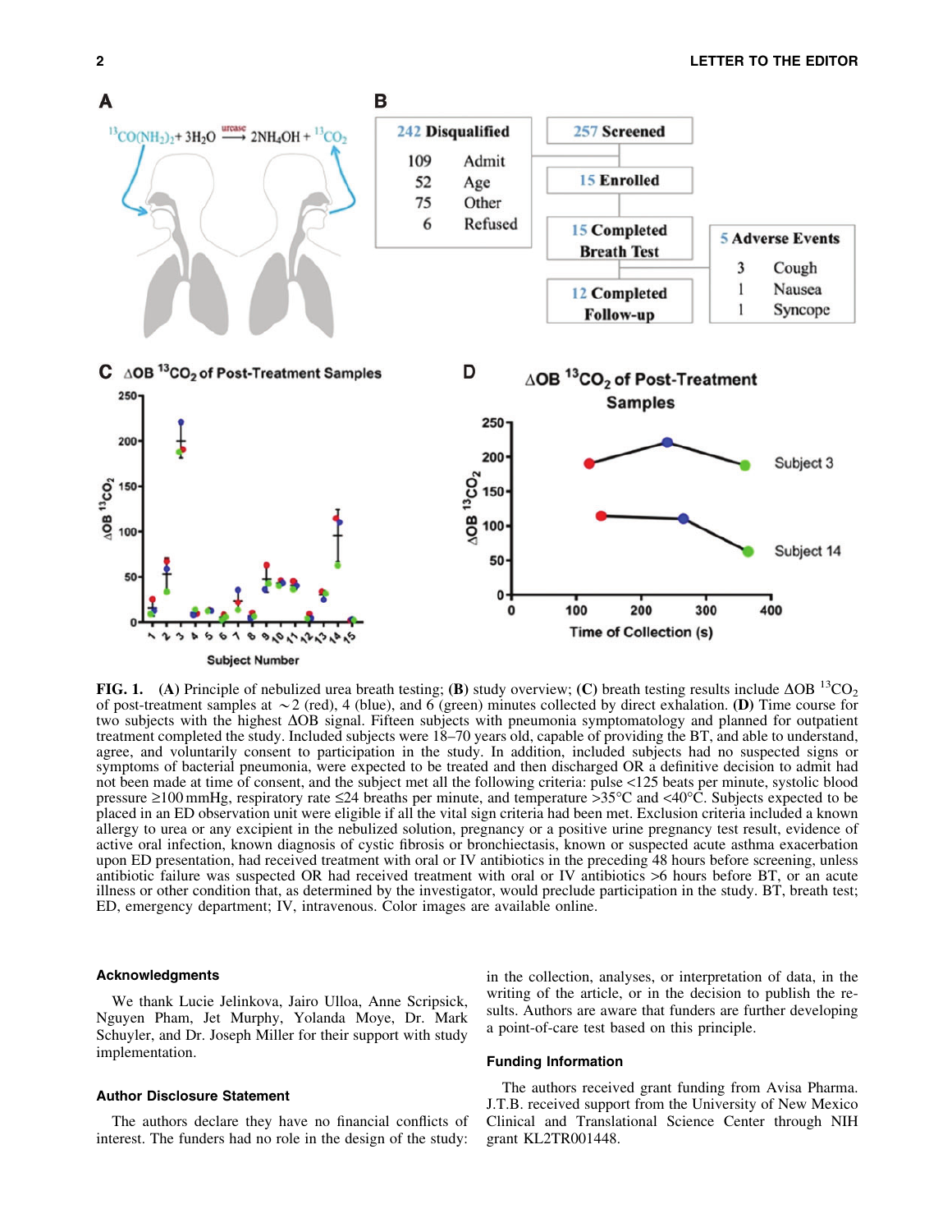**A**

$^{13}CO(NH_2)_2 + 3H_2O \xrightarrow{urease} 2NH_4OH + {}^{13}CO_2$

**B**

242 Disqualified

109 Admit

52 Age

75 Other

6 Refused

257 Screened

15 Enrolled

15 Completed Breath Test

12 Completed Follow-up

5 Adverse Events

3 Cough

1 Nausea

1 Syncope

**C** $\Delta OB\ ^{13}CO_2$ of Post-Treatment Samples

$\Delta OB\ ^{13}CO_2$

250

200

150

100

50

0

1 2 3 4 5 6 7 8 9 10 11 12 13 14 15

Subject Number

**D** $\Delta OB\ ^{13}CO_2$ of Post-Treatment Samples

$\Delta OB\ ^{13}CO_2$

250

200

150

100

50

0

0 100 200 300 400

Time of Collection (s)

Subject 3

Subject 14

**FIG. 1.** (**A**) Principle of nebulized urea breath testing; (**B**) study overview; (**C**) breath testing results include $\Delta OB\ ^{13}CO_2$ of post-treatment samples at ~2 (red), 4 (blue), and 6 (green) minutes collected by direct exhalation. (**D**) Time course for two subjects with the highest $\Delta OB$ signal. Fifteen subjects with pneumonia symptomatology and planned for outpatient treatment completed the study. Included subjects were 18–70 years old, capable of providing the BT, and able to understand, agree, and voluntarily consent to participation in the study. In addition, included subjects had no suspected signs or symptoms of bacterial pneumonia, were expected to be treated and then discharged OR a definitive decision to admit had not been made at time of consent, and the subject met all the following criteria: pulse <125 beats per minute, systolic blood pressure ≥100 mmHg, respiratory rate ≤24 breaths per minute, and temperature >35°C and <40°C. Subjects expected to be placed in an ED observation unit were eligible if all the vital sign criteria had been met. Exclusion criteria included a known allergy to urea or any excipient in the nebulized solution, pregnancy or a positive urine pregnancy test result, evidence of active oral infection, known diagnosis of cystic fibrosis or bronchiectasis, known or suspected acute asthma exacerbation upon ED presentation, had received treatment with oral or IV antibiotics in the preceding 48 hours before screening, unless antibiotic failure was suspected OR had received treatment with oral or IV antibiotics >6 hours before BT, or an acute illness or other condition that, as determined by the investigator, would preclude participation in the study. BT, breath test; ED, emergency department; IV, intravenous. Color images are available online.

### Acknowledgments

We thank Lucie Jelinkova, Jairo Ulloa, Anne Scripsick, Nguyen Pham, Jet Murphy, Yolanda Moye, Dr. Mark Schuyler, and Dr. Joseph Miller for their support with study implementation.

### Author Disclosure Statement

The authors declare they have no financial conflicts of interest. The funders had no role in the design of the study: in the collection, analyses, or interpretation of data, in the writing of the article, or in the decision to publish the results. Authors are aware that funders are further developing a point-of-care test based on this principle.

### Funding Information

The authors received grant funding from Avisa Pharma. J.T.B. received support from the University of New Mexico Clinical and Translational Science Center through NIH grant KL2TR001448.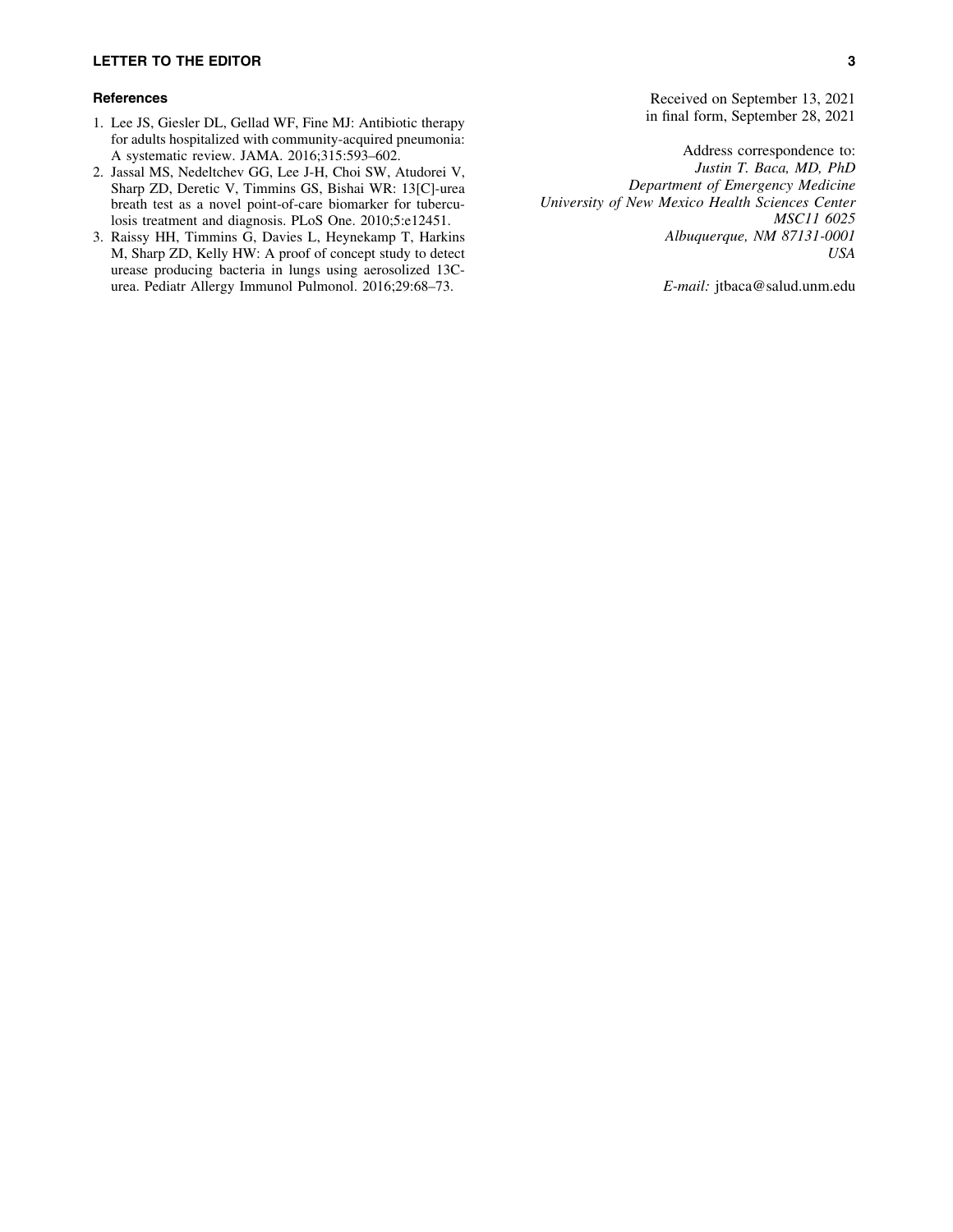## References

1. Lee JS, Giesler DL, Gellad WF, Fine MJ: Antibiotic therapy for adults hospitalized with community-acquired pneumonia: A systematic review. JAMA. 2016;315:593–602.
2. Jassal MS, Nedeltchev GG, Lee J-H, Choi SW, Atudorei V, Sharp ZD, Deretic V, Timmins GS, Bishai WR: 13[C]-urea breath test as a novel point-of-care biomarker for tuberculosis treatment and diagnosis. PLoS One. 2010;5:e12451.
3. Raissy HH, Timmins G, Davies L, Heynekamp T, Harkins M, Sharp ZD, Kelly HW: A proof of concept study to detect urease producing bacteria in lungs using aerosolized 13C-urea. Pediatr Allergy Immunol Pulmonol. 2016;29:68–73.

Received on September 13, 2021
in final form, September 28, 2021

Address correspondence to:
*Justin T. Baca, MD, PhD*
*Department of Emergency Medicine*
*University of New Mexico Health Sciences Center*
*MSC11 6025*
*Albuquerque, NM 87131-0001*
*USA*

*E-mail:* jtbaca@salud.unm.edu